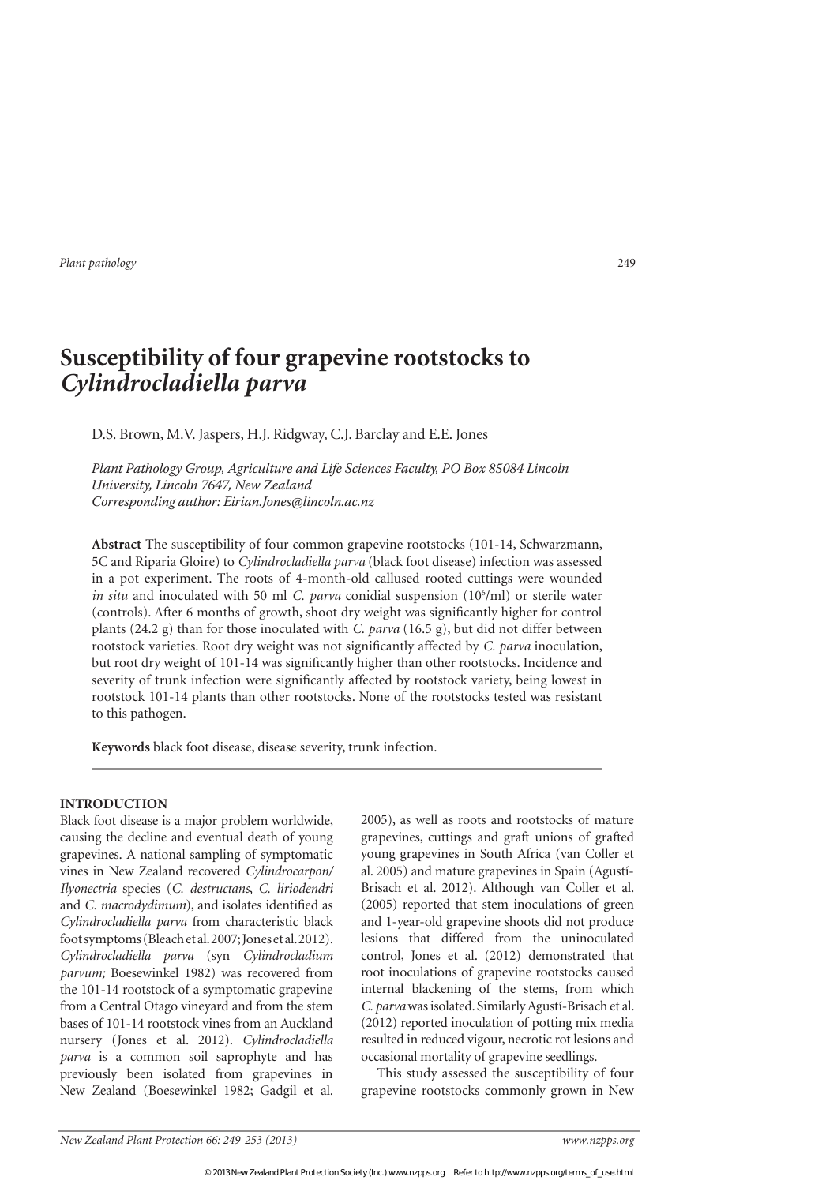# Susceptibility of four grapevine rootstocks to *Cylindrocladiella parva*

D.S. Brown, M.V. Jaspers, H.J. Ridgway, C.J. Barclay and E.E. Jones

*Plant Pathology Group, Agriculture and Life Sciences Faculty, PO Box 85084 Lincoln University, Lincoln 7647, New Zealand*
*Corresponding author: Eirian.Jones@lincoln.ac.nz*

**Abstract** The susceptibility of four common grapevine rootstocks (101-14, Schwarzmann, 5C and Riparia Gloire) to *Cylindrocladiella parva* (black foot disease) infection was assessed in a pot experiment. The roots of 4-month-old callused rooted cuttings were wounded *in situ* and inoculated with 50 ml *C. parva* conidial suspension ($10^6$/ml) or sterile water (controls). After 6 months of growth, shoot dry weight was significantly higher for control plants (24.2 g) than for those inoculated with *C. parva* (16.5 g), but did not differ between rootstock varieties. Root dry weight was not significantly affected by *C. parva* inoculation, but root dry weight of 101-14 was significantly higher than other rootstocks. Incidence and severity of trunk infection were significantly affected by rootstock variety, being lowest in rootstock 101-14 plants than other rootstocks. None of the rootstocks tested was resistant to this pathogen.

**Keywords** black foot disease, disease severity, trunk infection.

## INTRODUCTION

Black foot disease is a major problem worldwide, causing the decline and eventual death of young grapevines. A national sampling of symptomatic vines in New Zealand recovered *Cylindrocarpon/Ilyonectria* species (*C. destructans*, *C. liriodendri* and *C. macrodydimum*), and isolates identified as *Cylindrocladiella parva* from characteristic black foot symptoms (Bleach et al. 2007; Jones et al. 2012). *Cylindrocladiella parva* (syn *Cylindrocladium parvum;* Boesewinkel 1982) was recovered from the 101-14 rootstock of a symptomatic grapevine from a Central Otago vineyard and from the stem bases of 101-14 rootstock vines from an Auckland nursery (Jones et al. 2012). *Cylindrocladiella parva* is a common soil saprophyte and has previously been isolated from grapevines in New Zealand (Boesewinkel 1982; Gadgil et al. 2005), as well as roots and rootstocks of mature grapevines, cuttings and graft unions of grafted young grapevines in South Africa (van Coller et al. 2005) and mature grapevines in Spain (Agustí-Brisach et al. 2012). Although van Coller et al. (2005) reported that stem inoculations of green and 1-year-old grapevine shoots did not produce lesions that differed from the uninoculated control, Jones et al. (2012) demonstrated that root inoculations of grapevine rootstocks caused internal blackening of the stems, from which *C. parva* was isolated. Similarly Agustí-Brisach et al. (2012) reported inoculation of potting mix media resulted in reduced vigour, necrotic rot lesions and occasional mortality of grapevine seedlings.

This study assessed the susceptibility of four grapevine rootstocks commonly grown in New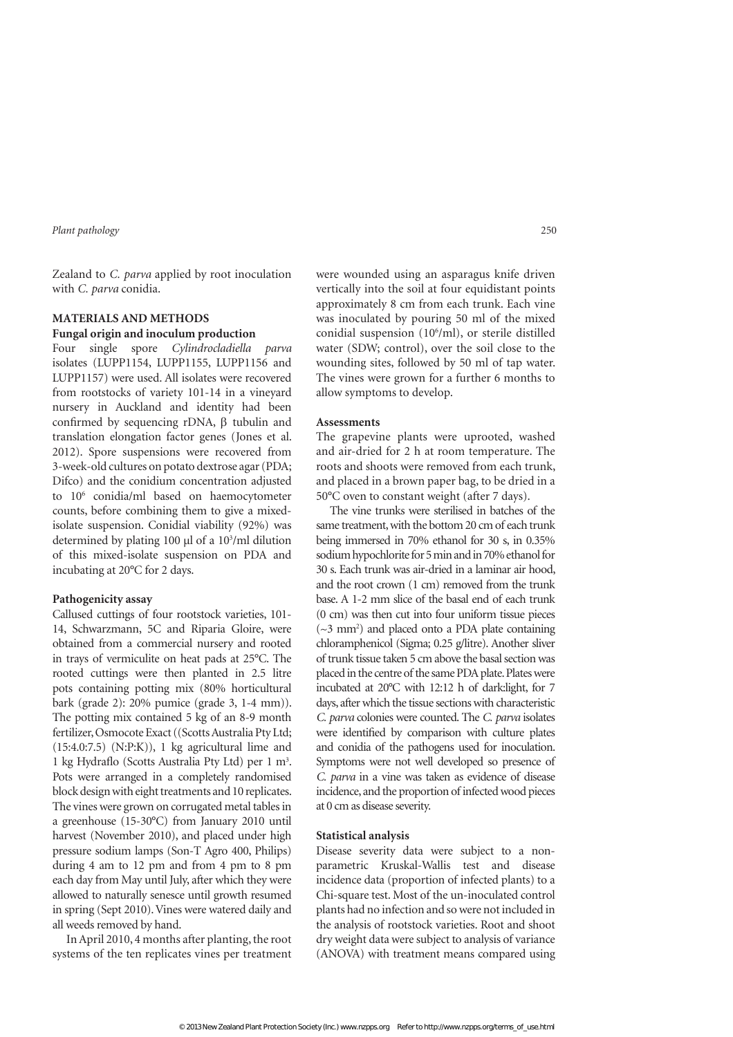Zealand to *C. parva* applied by root inoculation with *C. parva* conidia.

## MATERIALS AND METHODS

### Fungal origin and inoculum production

Four single spore *Cylindrocladiella parva* isolates (LUPP1154, LUPP1155, LUPP1156 and LUPP1157) were used. All isolates were recovered from rootstocks of variety 101-14 in a vineyard nursery in Auckland and identity had been confirmed by sequencing rDNA, β tubulin and translation elongation factor genes (Jones et al. 2012). Spore suspensions were recovered from 3-week-old cultures on potato dextrose agar (PDA; Difco) and the conidium concentration adjusted to $10^6$ conidia/ml based on haemocytometer counts, before combining them to give a mixed-isolate suspension. Conidial viability (92%) was determined by plating 100 µl of a $10^3$/ml dilution of this mixed-isolate suspension on PDA and incubating at 20°C for 2 days.

### Pathogenicity assay

Callused cuttings of four rootstock varieties, 101-14, Schwarzmann, 5C and Riparia Gloire, were obtained from a commercial nursery and rooted in trays of vermiculite on heat pads at 25°C. The rooted cuttings were then planted in 2.5 litre pots containing potting mix (80% horticultural bark (grade 2): 20% pumice (grade 3, 1-4 mm)). The potting mix contained 5 kg of an 8-9 month fertilizer, Osmocote Exact ((Scotts Australia Pty Ltd; (15:4.0:7.5) (N:P:K)), 1 kg agricultural lime and 1 kg Hydraflo (Scotts Australia Pty Ltd) per 1 $m^3$. Pots were arranged in a completely randomised block design with eight treatments and 10 replicates. The vines were grown on corrugated metal tables in a greenhouse (15-30°C) from January 2010 until harvest (November 2010), and placed under high pressure sodium lamps (Son-T Agro 400, Philips) during 4 am to 12 pm and from 4 pm to 8 pm each day from May until July, after which they were allowed to naturally senesce until growth resumed in spring (Sept 2010). Vines were watered daily and all weeds removed by hand.

In April 2010, 4 months after planting, the root systems of the ten replicates vines per treatment were wounded using an asparagus knife driven vertically into the soil at four equidistant points approximately 8 cm from each trunk. Each vine was inoculated by pouring 50 ml of the mixed conidial suspension ($10^6$/ml), or sterile distilled water (SDW; control), over the soil close to the wounding sites, followed by 50 ml of tap water. The vines were grown for a further 6 months to allow symptoms to develop.

### Assessments

The grapevine plants were uprooted, washed and air-dried for 2 h at room temperature. The roots and shoots were removed from each trunk, and placed in a brown paper bag, to be dried in a 50°C oven to constant weight (after 7 days).

The vine trunks were sterilised in batches of the same treatment, with the bottom 20 cm of each trunk being immersed in 70% ethanol for 30 s, in 0.35% sodium hypochlorite for 5 min and in 70% ethanol for 30 s. Each trunk was air-dried in a laminar air hood, and the root crown (1 cm) removed from the trunk base. A 1-2 mm slice of the basal end of each trunk (0 cm) was then cut into four uniform tissue pieces (~3 $mm^2$) and placed onto a PDA plate containing chloramphenicol (Sigma; 0.25 g/litre). Another sliver of trunk tissue taken 5 cm above the basal section was placed in the centre of the same PDA plate. Plates were incubated at 20°C with 12:12 h of dark:light, for 7 days, after which the tissue sections with characteristic *C. parva* colonies were counted. The *C. parva* isolates were identified by comparison with culture plates and conidia of the pathogens used for inoculation. Symptoms were not well developed so presence of *C. parva* in a vine was taken as evidence of disease incidence, and the proportion of infected wood pieces at 0 cm as disease severity.

### Statistical analysis

Disease severity data were subject to a non-parametric Kruskal-Wallis test and disease incidence data (proportion of infected plants) to a Chi-square test. Most of the un-inoculated control plants had no infection and so were not included in the analysis of rootstock varieties. Root and shoot dry weight data were subject to analysis of variance (ANOVA) with treatment means compared using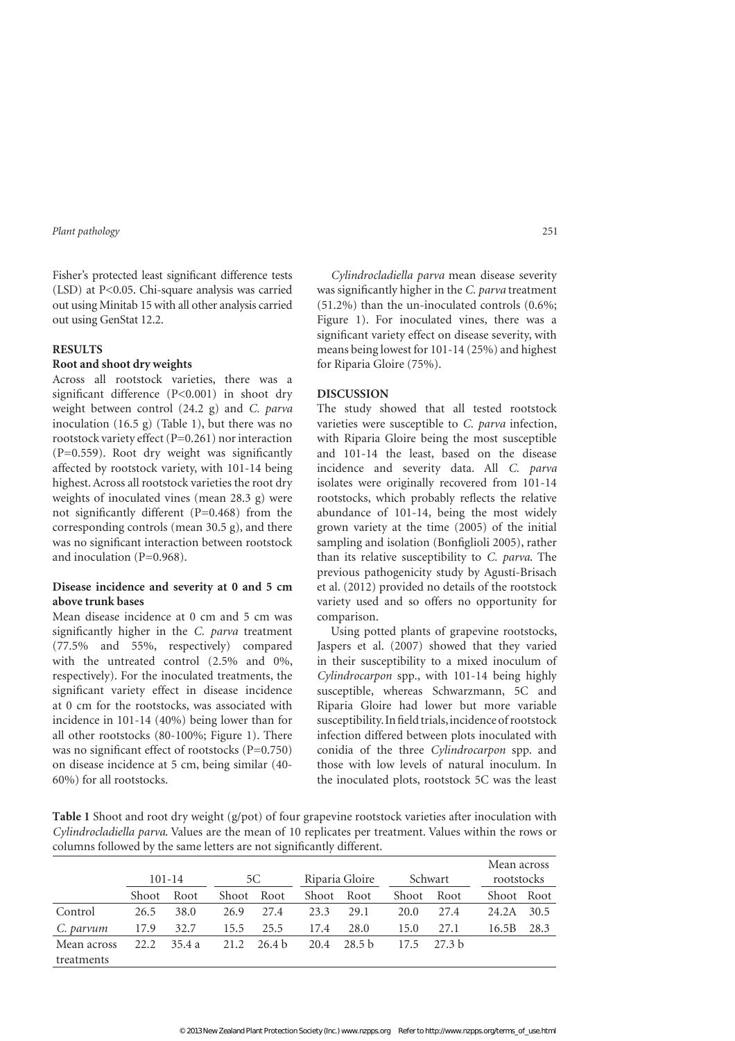Fisher's protected least significant difference tests (LSD) at P<0.05. Chi-square analysis was carried out using Minitab 15 with all other analysis carried out using GenStat 12.2.

## RESULTS

### Root and shoot dry weights

Across all rootstock varieties, there was a significant difference (P<0.001) in shoot dry weight between control (24.2 g) and *C. parva* inoculation (16.5 g) (Table 1), but there was no rootstock variety effect (P=0.261) nor interaction (P=0.559). Root dry weight was significantly affected by rootstock variety, with 101-14 being highest. Across all rootstock varieties the root dry weights of inoculated vines (mean 28.3 g) were not significantly different (P=0.468) from the corresponding controls (mean 30.5 g), and there was no significant interaction between rootstock and inoculation (P=0.968).

### Disease incidence and severity at 0 and 5 cm above trunk bases

Mean disease incidence at 0 cm and 5 cm was significantly higher in the *C. parva* treatment (77.5% and 55%, respectively) compared with the untreated control (2.5% and 0%, respectively). For the inoculated treatments, the significant variety effect in disease incidence at 0 cm for the rootstocks, was associated with incidence in 101-14 (40%) being lower than for all other rootstocks (80-100%; Figure 1). There was no significant effect of rootstocks (P=0.750) on disease incidence at 5 cm, being similar (40-60%) for all rootstocks.

*Cylindrocladiella parva* mean disease severity was significantly higher in the *C. parva* treatment (51.2%) than the un-inoculated controls (0.6%; Figure 1). For inoculated vines, there was a significant variety effect on disease severity, with means being lowest for 101-14 (25%) and highest for Riparia Gloire (75%).

## DISCUSSION

The study showed that all tested rootstock varieties were susceptible to *C. parva* infection, with Riparia Gloire being the most susceptible and 101-14 the least, based on the disease incidence and severity data. All *C. parva* isolates were originally recovered from 101-14 rootstocks, which probably reflects the relative abundance of 101-14, being the most widely grown variety at the time (2005) of the initial sampling and isolation (Bonfiglioli 2005), rather than its relative susceptibility to *C. parva*. The previous pathogenicity study by Agustí-Brisach et al. (2012) provided no details of the rootstock variety used and so offers no opportunity for comparison.

Using potted plants of grapevine rootstocks, Jaspers et al. (2007) showed that they varied in their susceptibility to a mixed inoculum of *Cylindrocarpon* spp., with 101-14 being highly susceptible, whereas Schwarzmann, 5C and Riparia Gloire had lower but more variable susceptibility. In field trials, incidence of rootstock infection differed between plots inoculated with conidia of the three *Cylindrocarpon* spp. and those with low levels of natural inoculum. In the inoculated plots, rootstock 5C was the least

**Table 1** Shoot and root dry weight (g/pot) of four grapevine rootstock varieties after inoculation with *Cylindrocladiella parva*. Values are the mean of 10 replicates per treatment. Values within the rows or columns followed by the same letters are not significantly different.

| | 101-14 | | 5C | | Riparia Gloire | | Schwart | | Mean across rootstocks | |
|---|---|---|---|---|---|---|---|---|---|---|
| | Shoot | Root | Shoot | Root | Shoot | Root | Shoot | Root | Shoot | Root |
| Control | 26.5 | 38.0 | 26.9 | 27.4 | 23.3 | 29.1 | 20.0 | 27.4 | 24.2A | 30.5 |
| *C. parvum* | 17.9 | 32.7 | 15.5 | 25.5 | 17.4 | 28.0 | 15.0 | 27.1 | 16.5B | 28.3 |
| Mean across treatments | 22.2 | 35.4 a | 21.2 | 26.4 b | 20.4 | 28.5 b | 17.5 | 27.3 b | | |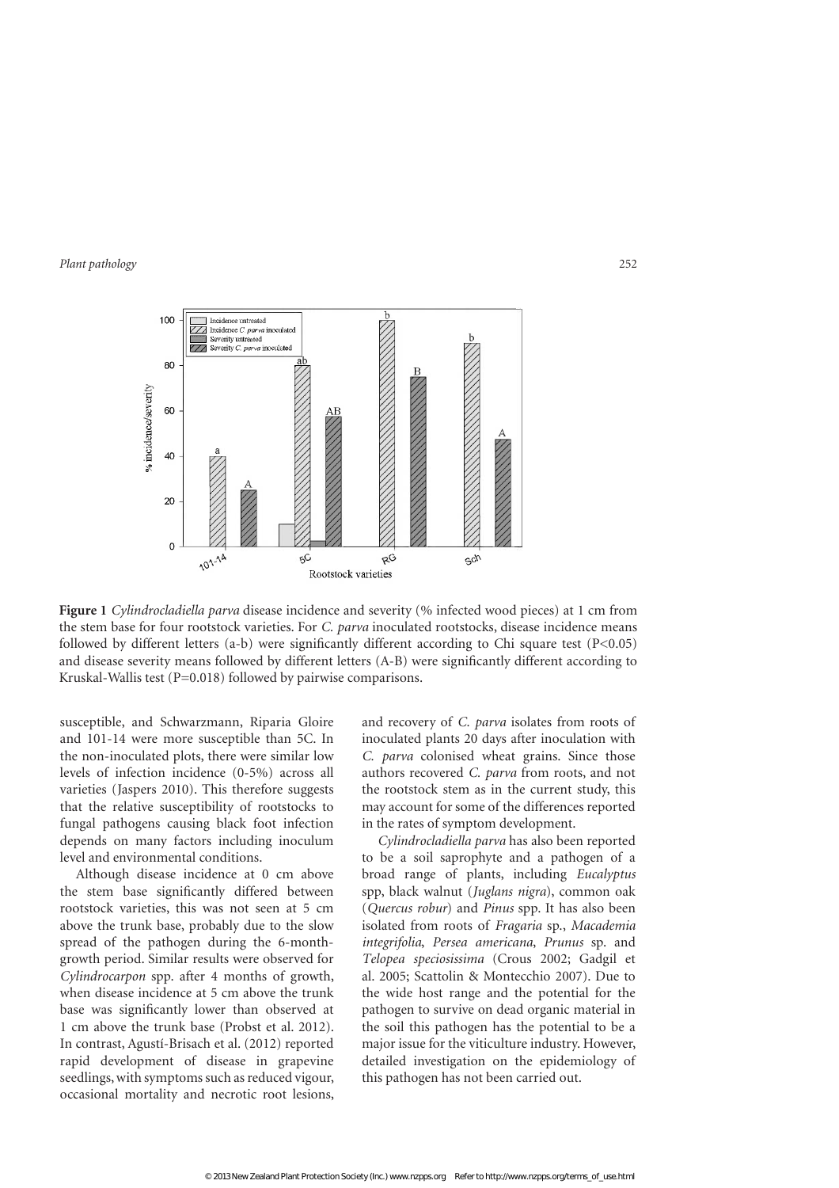**Figure 1** *Cylindrocladiella parva* disease incidence and severity (% infected wood pieces) at 1 cm from the stem base for four rootstock varieties. For *C. parva* inoculated rootstocks, disease incidence means followed by different letters (a-b) were significantly different according to Chi square test (P<0.05) and disease severity means followed by different letters (A-B) were significantly different according to Kruskal-Wallis test (P=0.018) followed by pairwise comparisons.

susceptible, and Schwarzmann, Riparia Gloire and 101-14 were more susceptible than 5C. In the non-inoculated plots, there were similar low levels of infection incidence (0-5%) across all varieties (Jaspers 2010). This therefore suggests that the relative susceptibility of rootstocks to fungal pathogens causing black foot infection depends on many factors including inoculum level and environmental conditions.

Although disease incidence at 0 cm above the stem base significantly differed between rootstock varieties, this was not seen at 5 cm above the trunk base, probably due to the slow spread of the pathogen during the 6-month-growth period. Similar results were observed for *Cylindrocarpon* spp. after 4 months of growth, when disease incidence at 5 cm above the trunk base was significantly lower than observed at 1 cm above the trunk base (Probst et al. 2012). In contrast, Agustí-Brisach et al. (2012) reported rapid development of disease in grapevine seedlings, with symptoms such as reduced vigour, occasional mortality and necrotic root lesions, and recovery of *C. parva* isolates from roots of inoculated plants 20 days after inoculation with *C. parva* colonised wheat grains. Since those authors recovered *C. parva* from roots, and not the rootstock stem as in the current study, this may account for some of the differences reported in the rates of symptom development.

*Cylindrocladiella parva* has also been reported to be a soil saprophyte and a pathogen of a broad range of plants, including *Eucalyptus* spp, black walnut (*Juglans nigra*), common oak (*Quercus robur*) and *Pinus* spp. It has also been isolated from roots of *Fragaria* sp., *Macademia integrifolia*, *Persea americana*, *Prunus* sp. and *Telopea speciosissima* (Crous 2002; Gadgil et al. 2005; Scattolin & Montecchio 2007). Due to the wide host range and the potential for the pathogen to survive on dead organic material in the soil this pathogen has the potential to be a major issue for the viticulture industry. However, detailed investigation on the epidemiology of this pathogen has not been carried out.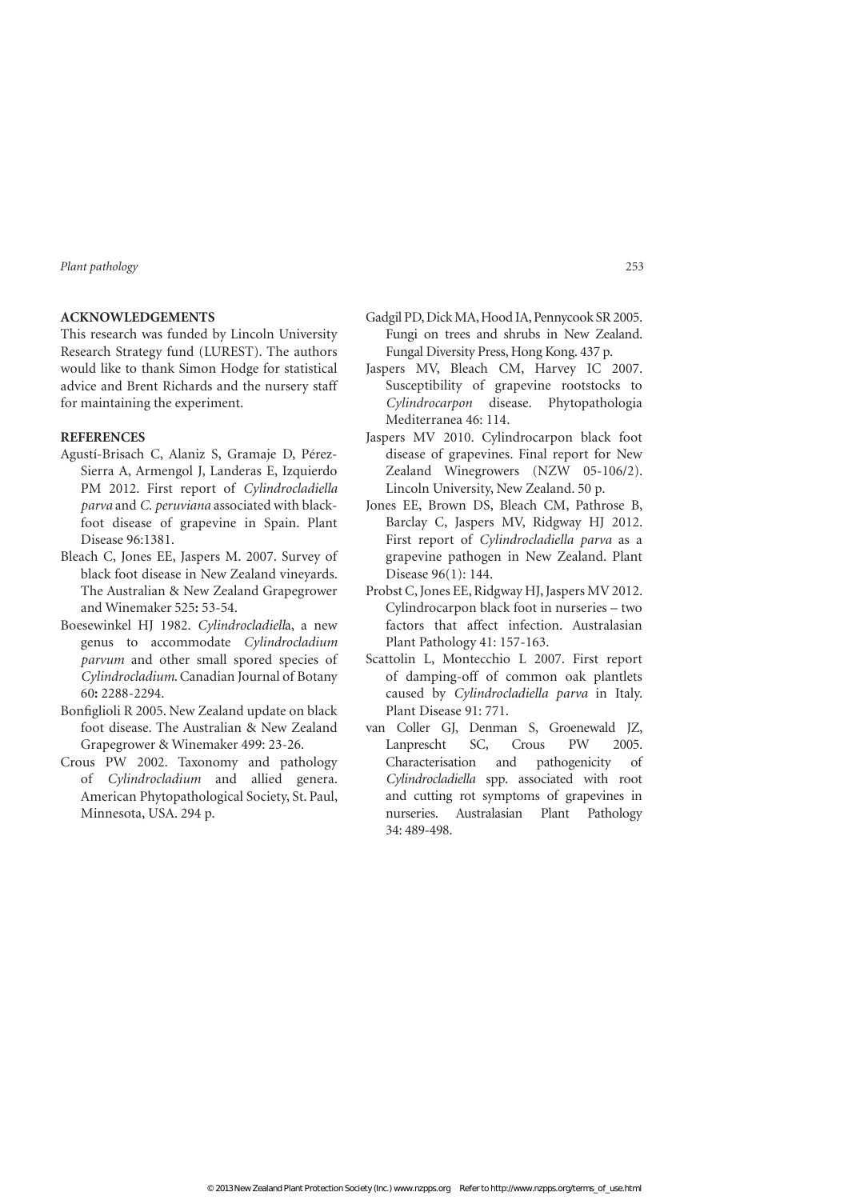## ACKNOWLEDGEMENTS

This research was funded by Lincoln University Research Strategy fund (LUREST). The authors would like to thank Simon Hodge for statistical advice and Brent Richards and the nursery staff for maintaining the experiment.

## REFERENCES

Agustí-Brisach C, Alaniz S, Gramaje D, Pérez-Sierra A, Armengol J, Landeras E, Izquierdo PM 2012. First report of *Cylindrocladiella parva* and *C. peruviana* associated with black-foot disease of grapevine in Spain. Plant Disease 96:1381.

Bleach C, Jones EE, Jaspers M. 2007. Survey of black foot disease in New Zealand vineyards. The Australian & New Zealand Grapegrower and Winemaker 525**:** 53-54.

Boesewinkel HJ 1982. *Cylindrocladiell*a, a new genus to accommodate *Cylindrocladium parvum* and other small spored species of *Cylindrocladium.* Canadian Journal of Botany 60**:** 2288-2294.

Bonfiglioli R 2005. New Zealand update on black foot disease. The Australian & New Zealand Grapegrower & Winemaker 499: 23-26.

Crous PW 2002. Taxonomy and pathology of *Cylindrocladium* and allied genera. American Phytopathological Society, St. Paul, Minnesota, USA. 294 p.

Gadgil PD, Dick MA, Hood IA, Pennycook SR 2005. Fungi on trees and shrubs in New Zealand. Fungal Diversity Press, Hong Kong. 437 p.

Jaspers MV, Bleach CM, Harvey IC 2007. Susceptibility of grapevine rootstocks to *Cylindrocarpon* disease. Phytopathologia Mediterranea 46: 114.

Jaspers MV 2010. Cylindrocarpon black foot disease of grapevines. Final report for New Zealand Winegrowers (NZW 05-106/2). Lincoln University, New Zealand. 50 p.

Jones EE, Brown DS, Bleach CM, Pathrose B, Barclay C, Jaspers MV, Ridgway HJ 2012. First report of *Cylindrocladiella parva* as a grapevine pathogen in New Zealand. Plant Disease 96(1): 144.

Probst C, Jones EE, Ridgway HJ, Jaspers MV 2012. Cylindrocarpon black foot in nurseries – two factors that affect infection. Australasian Plant Pathology 41: 157-163.

Scattolin L, Montecchio L 2007. First report of damping-off of common oak plantlets caused by *Cylindrocladiella parva* in Italy. Plant Disease 91: 771.

van Coller GJ, Denman S, Groenewald JZ, Lanprescht SC, Crous PW 2005. Characterisation and pathogenicity of *Cylindrocladiella* spp. associated with root and cutting rot symptoms of grapevines in nurseries. Australasian Plant Pathology 34: 489-498.